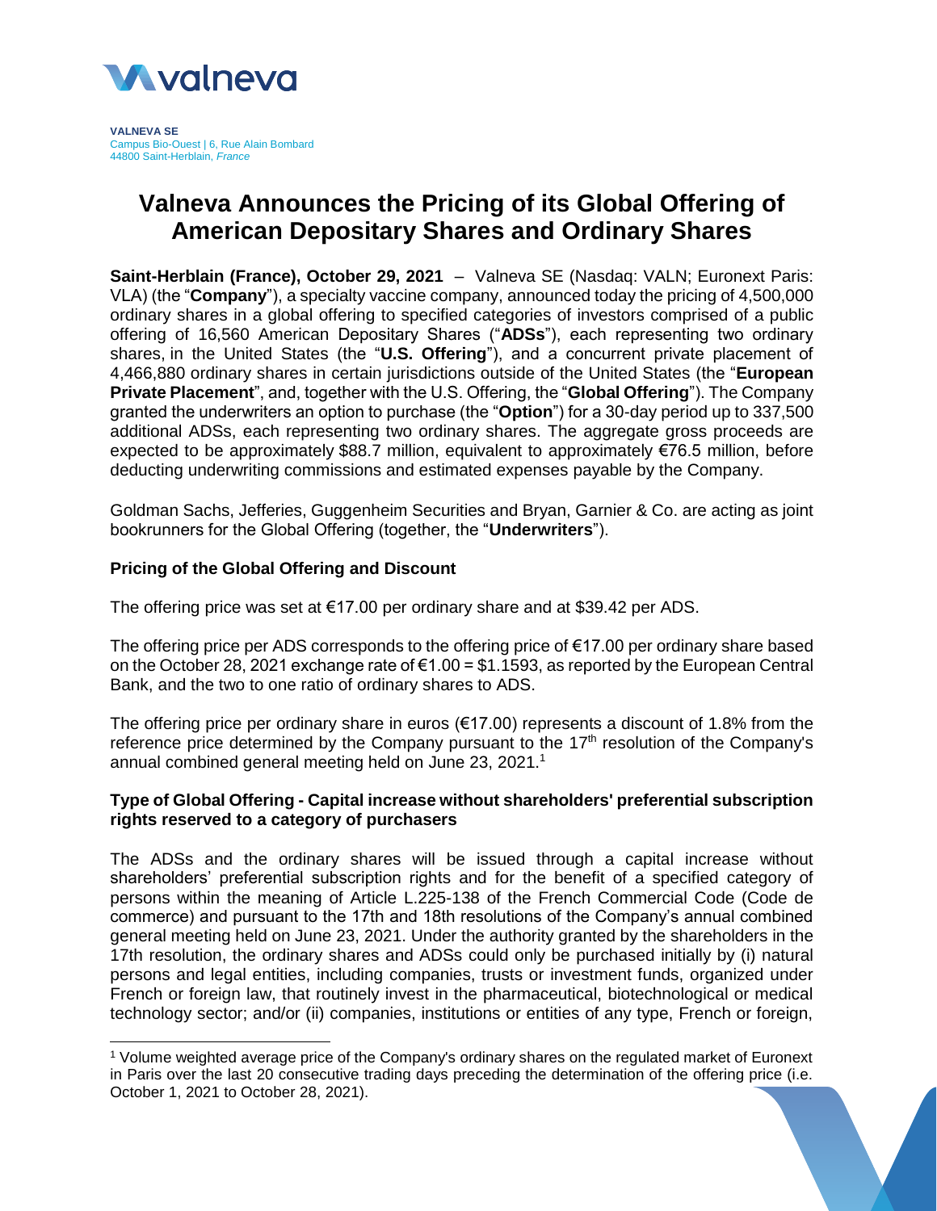**VALNEVA SE**
Campus Bio-Ouest | 6, Rue Alain Bombard
44800 Saint-Herblain, *France*

# Valneva Announces the Pricing of its Global Offering of American Depositary Shares and Ordinary Shares

**Saint-Herblain (France), October 29, 2021** – Valneva SE (Nasdaq: VALN; Euronext Paris: VLA) (the "**Company**"), a specialty vaccine company, announced today the pricing of 4,500,000 ordinary shares in a global offering to specified categories of investors comprised of a public offering of 16,560 American Depositary Shares ("**ADSs**"), each representing two ordinary shares, in the United States (the "**U.S. Offering**"), and a concurrent private placement of 4,466,880 ordinary shares in certain jurisdictions outside of the United States (the "**European Private Placement**", and, together with the U.S. Offering, the "**Global Offering**"). The Company granted the underwriters an option to purchase (the "**Option**") for a 30-day period up to 337,500 additional ADSs, each representing two ordinary shares. The aggregate gross proceeds are expected to be approximately $88.7 million, equivalent to approximately €76.5 million, before deducting underwriting commissions and estimated expenses payable by the Company.

Goldman Sachs, Jefferies, Guggenheim Securities and Bryan, Garnier & Co. are acting as joint bookrunners for the Global Offering (together, the "**Underwriters**").

### Pricing of the Global Offering and Discount

The offering price was set at €17.00 per ordinary share and at $39.42 per ADS.

The offering price per ADS corresponds to the offering price of €17.00 per ordinary share based on the October 28, 2021 exchange rate of €1.00 = $1.1593, as reported by the European Central Bank, and the two to one ratio of ordinary shares to ADS.

The offering price per ordinary share in euros (€17.00) represents a discount of 1.8% from the reference price determined by the Company pursuant to the 17th resolution of the Company's annual combined general meeting held on June 23, 2021.[1]

### Type of Global Offering - Capital increase without shareholders' preferential subscription rights reserved to a category of purchasers

The ADSs and the ordinary shares will be issued through a capital increase without shareholders' preferential subscription rights and for the benefit of a specified category of persons within the meaning of Article L.225-138 of the French Commercial Code (Code de commerce) and pursuant to the 17th and 18th resolutions of the Company's annual combined general meeting held on June 23, 2021. Under the authority granted by the shareholders in the 17th resolution, the ordinary shares and ADSs could only be purchased initially by (i) natural persons and legal entities, including companies, trusts or investment funds, organized under French or foreign law, that routinely invest in the pharmaceutical, biotechnological or medical technology sector; and/or (ii) companies, institutions or entities of any type, French or foreign,

[1] Volume weighted average price of the Company's ordinary shares on the regulated market of Euronext in Paris over the last 20 consecutive trading days preceding the determination of the offering price (i.e. October 1, 2021 to October 28, 2021).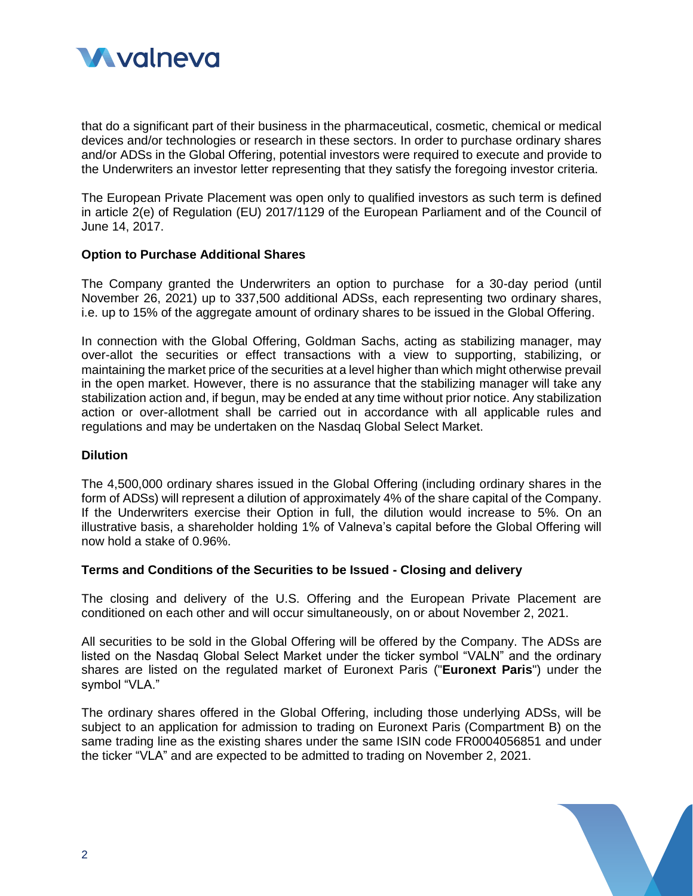that do a significant part of their business in the pharmaceutical, cosmetic, chemical or medical devices and/or technologies or research in these sectors. In order to purchase ordinary shares and/or ADSs in the Global Offering, potential investors were required to execute and provide to the Underwriters an investor letter representing that they satisfy the foregoing investor criteria.

The European Private Placement was open only to qualified investors as such term is defined in article 2(e) of Regulation (EU) 2017/1129 of the European Parliament and of the Council of June 14, 2017.

**Option to Purchase Additional Shares**

The Company granted the Underwriters an option to purchase for a 30-day period (until November 26, 2021) up to 337,500 additional ADSs, each representing two ordinary shares, i.e. up to 15% of the aggregate amount of ordinary shares to be issued in the Global Offering.

In connection with the Global Offering, Goldman Sachs, acting as stabilizing manager, may over-allot the securities or effect transactions with a view to supporting, stabilizing, or maintaining the market price of the securities at a level higher than which might otherwise prevail in the open market. However, there is no assurance that the stabilizing manager will take any stabilization action and, if begun, may be ended at any time without prior notice. Any stabilization action or over-allotment shall be carried out in accordance with all applicable rules and regulations and may be undertaken on the Nasdaq Global Select Market.

**Dilution**

The 4,500,000 ordinary shares issued in the Global Offering (including ordinary shares in the form of ADSs) will represent a dilution of approximately 4% of the share capital of the Company. If the Underwriters exercise their Option in full, the dilution would increase to 5%. On an illustrative basis, a shareholder holding 1% of Valneva's capital before the Global Offering will now hold a stake of 0.96%.

**Terms and Conditions of the Securities to be Issued - Closing and delivery**

The closing and delivery of the U.S. Offering and the European Private Placement are conditioned on each other and will occur simultaneously, on or about November 2, 2021.

All securities to be sold in the Global Offering will be offered by the Company. The ADSs are listed on the Nasdaq Global Select Market under the ticker symbol "VALN" and the ordinary shares are listed on the regulated market of Euronext Paris ("**Euronext Paris**") under the symbol "VLA."

The ordinary shares offered in the Global Offering, including those underlying ADSs, will be subject to an application for admission to trading on Euronext Paris (Compartment B) on the same trading line as the existing shares under the same ISIN code FR0004056851 and under the ticker "VLA" and are expected to be admitted to trading on November 2, 2021.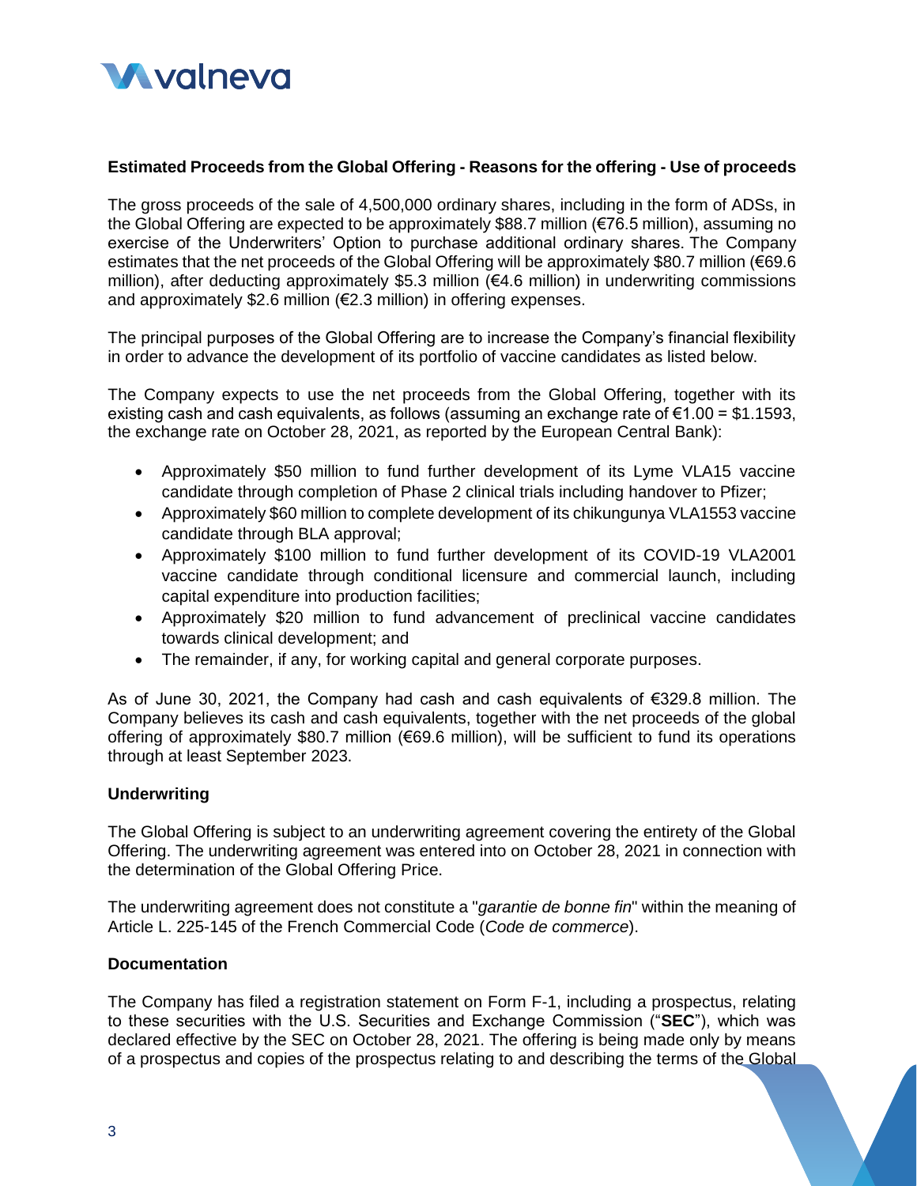### Estimated Proceeds from the Global Offering - Reasons for the offering - Use of proceeds

The gross proceeds of the sale of 4,500,000 ordinary shares, including in the form of ADSs, in the Global Offering are expected to be approximately $88.7 million (€76.5 million), assuming no exercise of the Underwriters' Option to purchase additional ordinary shares. The Company estimates that the net proceeds of the Global Offering will be approximately $80.7 million (€69.6 million), after deducting approximately $5.3 million (€4.6 million) in underwriting commissions and approximately $2.6 million (€2.3 million) in offering expenses.

The principal purposes of the Global Offering are to increase the Company's financial flexibility in order to advance the development of its portfolio of vaccine candidates as listed below.

The Company expects to use the net proceeds from the Global Offering, together with its existing cash and cash equivalents, as follows (assuming an exchange rate of €1.00 = $1.1593, the exchange rate on October 28, 2021, as reported by the European Central Bank):

- Approximately $50 million to fund further development of its Lyme VLA15 vaccine candidate through completion of Phase 2 clinical trials including handover to Pfizer;
- Approximately $60 million to complete development of its chikungunya VLA1553 vaccine candidate through BLA approval;
- Approximately $100 million to fund further development of its COVID-19 VLA2001 vaccine candidate through conditional licensure and commercial launch, including capital expenditure into production facilities;
- Approximately $20 million to fund advancement of preclinical vaccine candidates towards clinical development; and
- The remainder, if any, for working capital and general corporate purposes.

As of June 30, 2021, the Company had cash and cash equivalents of €329.8 million. The Company believes its cash and cash equivalents, together with the net proceeds of the global offering of approximately $80.7 million (€69.6 million), will be sufficient to fund its operations through at least September 2023.

### Underwriting

The Global Offering is subject to an underwriting agreement covering the entirety of the Global Offering. The underwriting agreement was entered into on October 28, 2021 in connection with the determination of the Global Offering Price.

The underwriting agreement does not constitute a "*garantie de bonne fin*" within the meaning of Article L. 225-145 of the French Commercial Code (*Code de commerce*).

### Documentation

The Company has filed a registration statement on Form F-1, including a prospectus, relating to these securities with the U.S. Securities and Exchange Commission ("**SEC**"), which was declared effective by the SEC on October 28, 2021. The offering is being made only by means of a prospectus and copies of the prospectus relating to and describing the terms of the Global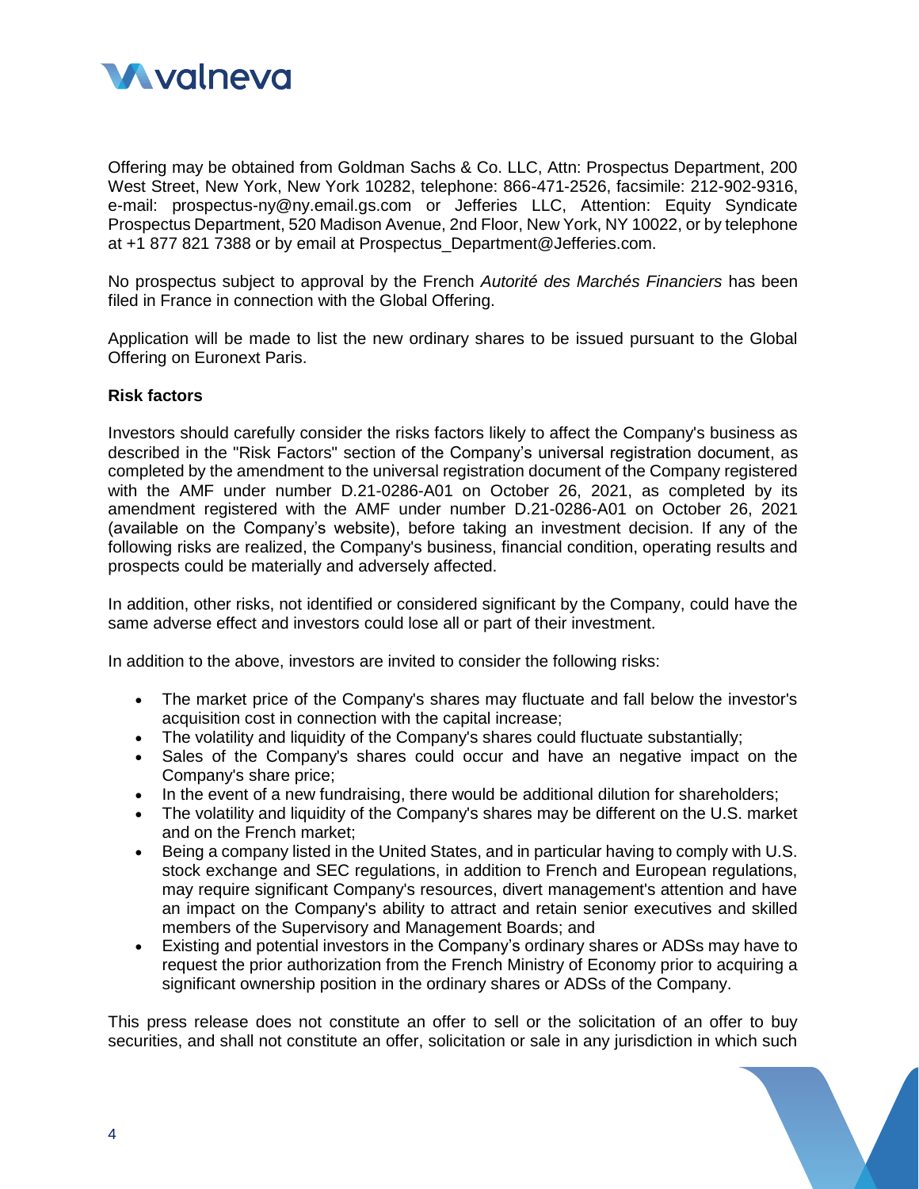Offering may be obtained from Goldman Sachs & Co. LLC, Attn: Prospectus Department, 200 West Street, New York, New York 10282, telephone: 866-471-2526, facsimile: 212-902-9316, e-mail: prospectus-ny@ny.email.gs.com or Jefferies LLC, Attention: Equity Syndicate Prospectus Department, 520 Madison Avenue, 2nd Floor, New York, NY 10022, or by telephone at +1 877 821 7388 or by email at Prospectus_Department@Jefferies.com.

No prospectus subject to approval by the French *Autorité des Marchés Financiers* has been filed in France in connection with the Global Offering.

Application will be made to list the new ordinary shares to be issued pursuant to the Global Offering on Euronext Paris.

**Risk factors**

Investors should carefully consider the risks factors likely to affect the Company's business as described in the "Risk Factors" section of the Company's universal registration document, as completed by the amendment to the universal registration document of the Company registered with the AMF under number D.21-0286-A01 on October 26, 2021, as completed by its amendment registered with the AMF under number D.21-0286-A01 on October 26, 2021 (available on the Company's website), before taking an investment decision. If any of the following risks are realized, the Company's business, financial condition, operating results and prospects could be materially and adversely affected.

In addition, other risks, not identified or considered significant by the Company, could have the same adverse effect and investors could lose all or part of their investment.

In addition to the above, investors are invited to consider the following risks:

- The market price of the Company's shares may fluctuate and fall below the investor's acquisition cost in connection with the capital increase;
- The volatility and liquidity of the Company's shares could fluctuate substantially;
- Sales of the Company's shares could occur and have an negative impact on the Company's share price;
- In the event of a new fundraising, there would be additional dilution for shareholders;
- The volatility and liquidity of the Company's shares may be different on the U.S. market and on the French market;
- Being a company listed in the United States, and in particular having to comply with U.S. stock exchange and SEC regulations, in addition to French and European regulations, may require significant Company's resources, divert management's attention and have an impact on the Company's ability to attract and retain senior executives and skilled members of the Supervisory and Management Boards; and
- Existing and potential investors in the Company's ordinary shares or ADSs may have to request the prior authorization from the French Ministry of Economy prior to acquiring a significant ownership position in the ordinary shares or ADSs of the Company.

This press release does not constitute an offer to sell or the solicitation of an offer to buy securities, and shall not constitute an offer, solicitation or sale in any jurisdiction in which such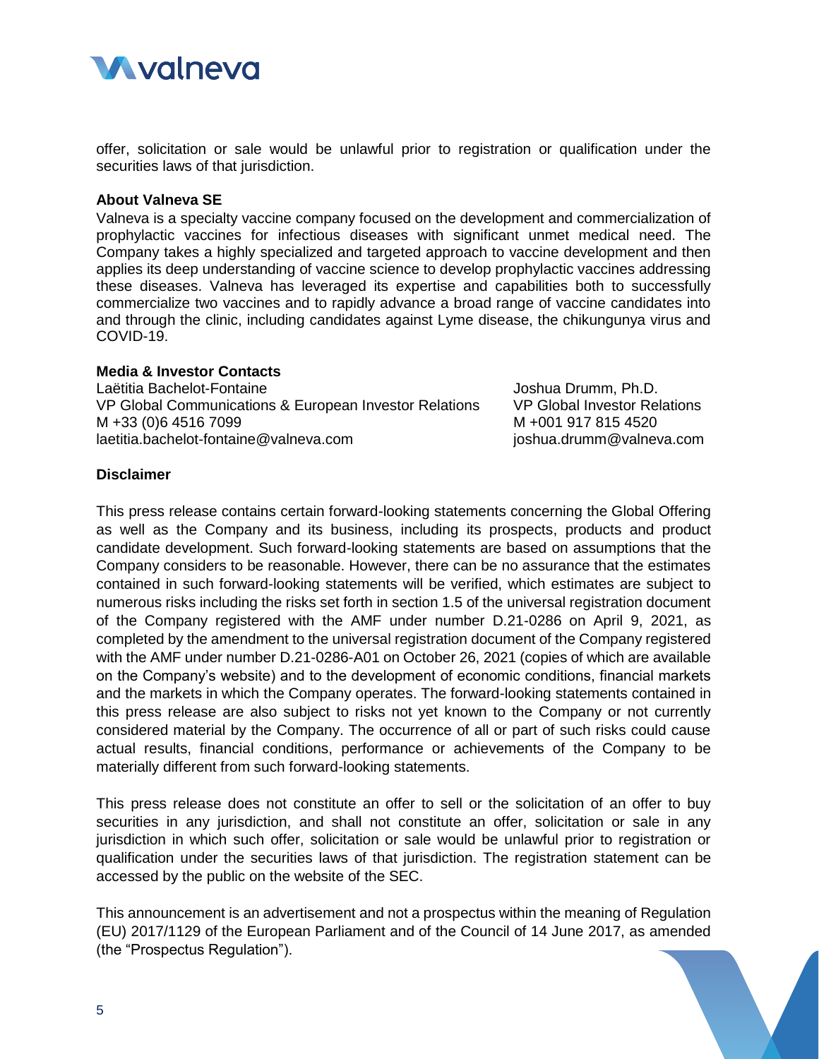offer, solicitation or sale would be unlawful prior to registration or qualification under the securities laws of that jurisdiction.

**About Valneva SE**

Valneva is a specialty vaccine company focused on the development and commercialization of prophylactic vaccines for infectious diseases with significant unmet medical need. The Company takes a highly specialized and targeted approach to vaccine development and then applies its deep understanding of vaccine science to develop prophylactic vaccines addressing these diseases. Valneva has leveraged its expertise and capabilities both to successfully commercialize two vaccines and to rapidly advance a broad range of vaccine candidates into and through the clinic, including candidates against Lyme disease, the chikungunya virus and COVID-19.

**Media & Investor Contacts**

Laëtitia Bachelot-Fontaine
VP Global Communications & European Investor Relations
M +33 (0)6 4516 7099
laetitia.bachelot-fontaine@valneva.com

Joshua Drumm, Ph.D.
VP Global Investor Relations
M +001 917 815 4520
joshua.drumm@valneva.com

**Disclaimer**

This press release contains certain forward-looking statements concerning the Global Offering as well as the Company and its business, including its prospects, products and product candidate development. Such forward-looking statements are based on assumptions that the Company considers to be reasonable. However, there can be no assurance that the estimates contained in such forward-looking statements will be verified, which estimates are subject to numerous risks including the risks set forth in section 1.5 of the universal registration document of the Company registered with the AMF under number D.21-0286 on April 9, 2021, as completed by the amendment to the universal registration document of the Company registered with the AMF under number D.21-0286-A01 on October 26, 2021 (copies of which are available on the Company's website) and to the development of economic conditions, financial markets and the markets in which the Company operates. The forward-looking statements contained in this press release are also subject to risks not yet known to the Company or not currently considered material by the Company. The occurrence of all or part of such risks could cause actual results, financial conditions, performance or achievements of the Company to be materially different from such forward-looking statements.

This press release does not constitute an offer to sell or the solicitation of an offer to buy securities in any jurisdiction, and shall not constitute an offer, solicitation or sale in any jurisdiction in which such offer, solicitation or sale would be unlawful prior to registration or qualification under the securities laws of that jurisdiction. The registration statement can be accessed by the public on the website of the SEC.

This announcement is an advertisement and not a prospectus within the meaning of Regulation (EU) 2017/1129 of the European Parliament and of the Council of 14 June 2017, as amended (the "Prospectus Regulation").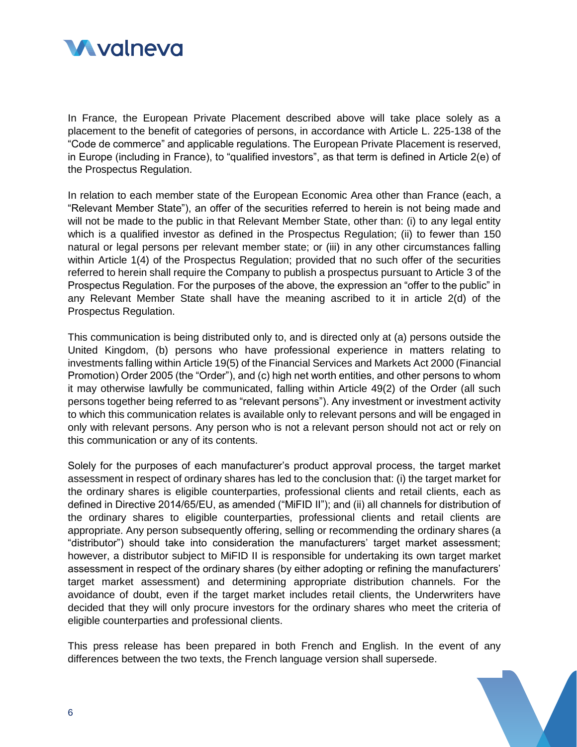In France, the European Private Placement described above will take place solely as a placement to the benefit of categories of persons, in accordance with Article L. 225-138 of the "Code de commerce" and applicable regulations. The European Private Placement is reserved, in Europe (including in France), to "qualified investors", as that term is defined in Article 2(e) of the Prospectus Regulation.

In relation to each member state of the European Economic Area other than France (each, a "Relevant Member State"), an offer of the securities referred to herein is not being made and will not be made to the public in that Relevant Member State, other than: (i) to any legal entity which is a qualified investor as defined in the Prospectus Regulation; (ii) to fewer than 150 natural or legal persons per relevant member state; or (iii) in any other circumstances falling within Article 1(4) of the Prospectus Regulation; provided that no such offer of the securities referred to herein shall require the Company to publish a prospectus pursuant to Article 3 of the Prospectus Regulation. For the purposes of the above, the expression an "offer to the public" in any Relevant Member State shall have the meaning ascribed to it in article 2(d) of the Prospectus Regulation.

This communication is being distributed only to, and is directed only at (a) persons outside the United Kingdom, (b) persons who have professional experience in matters relating to investments falling within Article 19(5) of the Financial Services and Markets Act 2000 (Financial Promotion) Order 2005 (the "Order"), and (c) high net worth entities, and other persons to whom it may otherwise lawfully be communicated, falling within Article 49(2) of the Order (all such persons together being referred to as "relevant persons"). Any investment or investment activity to which this communication relates is available only to relevant persons and will be engaged in only with relevant persons. Any person who is not a relevant person should not act or rely on this communication or any of its contents.

Solely for the purposes of each manufacturer's product approval process, the target market assessment in respect of ordinary shares has led to the conclusion that: (i) the target market for the ordinary shares is eligible counterparties, professional clients and retail clients, each as defined in Directive 2014/65/EU, as amended ("MiFID II"); and (ii) all channels for distribution of the ordinary shares to eligible counterparties, professional clients and retail clients are appropriate. Any person subsequently offering, selling or recommending the ordinary shares (a "distributor") should take into consideration the manufacturers' target market assessment; however, a distributor subject to MiFID II is responsible for undertaking its own target market assessment in respect of the ordinary shares (by either adopting or refining the manufacturers' target market assessment) and determining appropriate distribution channels. For the avoidance of doubt, even if the target market includes retail clients, the Underwriters have decided that they will only procure investors for the ordinary shares who meet the criteria of eligible counterparties and professional clients.

This press release has been prepared in both French and English. In the event of any differences between the two texts, the French language version shall supersede.